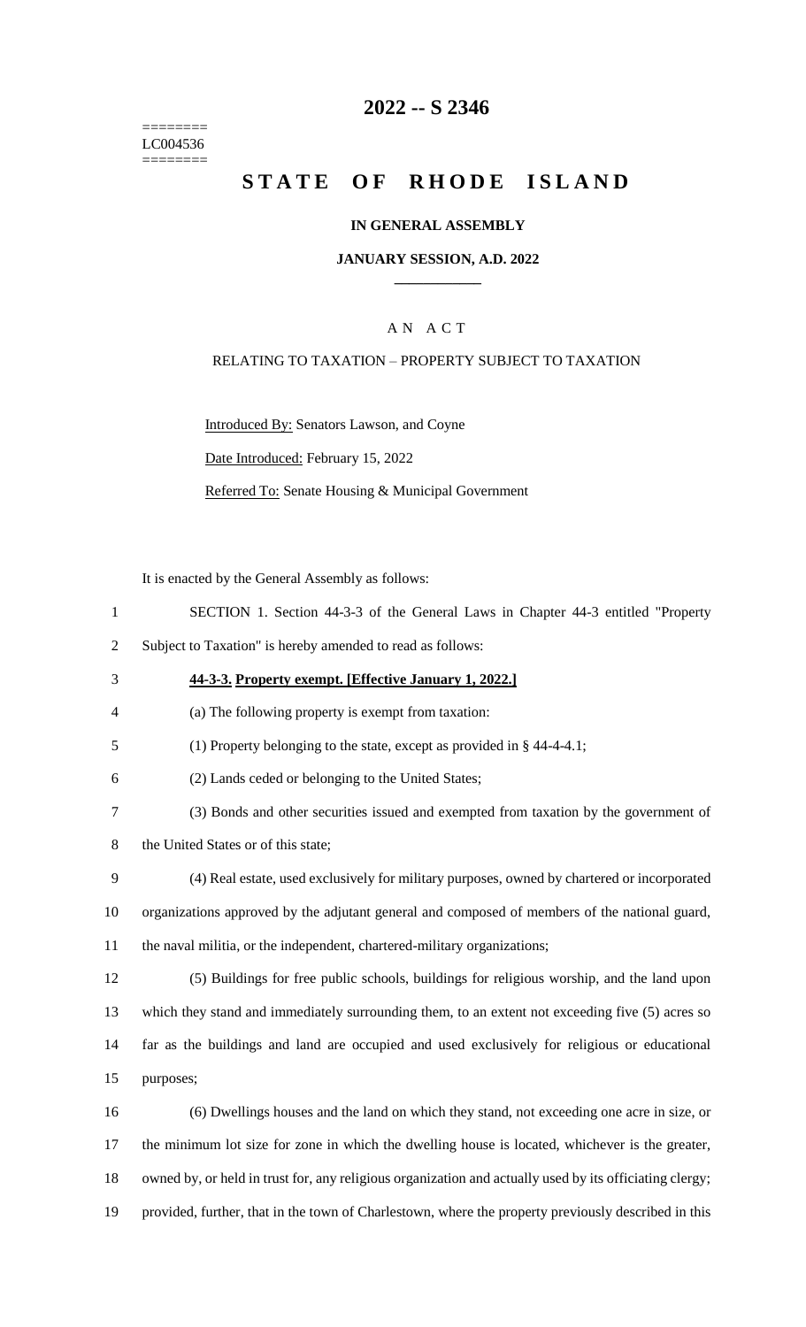========
LC004536
========

# 2022 -- S 2346

# STATE OF RHODE ISLAND

**IN GENERAL ASSEMBLY**

**JANUARY SESSION, A.D. 2022**

A N A C T

RELATING TO TAXATION – PROPERTY SUBJECT TO TAXATION

Introduced By: Senators Lawson, and Coyne

Date Introduced: February 15, 2022

Referred To: Senate Housing & Municipal Government

It is enacted by the General Assembly as follows:

SECTION 1. Section 44-3-3 of the General Laws in Chapter 44-3 entitled "Property Subject to Taxation" is hereby amended to read as follows:

**44-3-3. Property exempt. [Effective January 1, 2022.]**

(a) The following property is exempt from taxation:

(1) Property belonging to the state, except as provided in § 44-4-4.1;

(2) Lands ceded or belonging to the United States;

(3) Bonds and other securities issued and exempted from taxation by the government of the United States or of this state;

(4) Real estate, used exclusively for military purposes, owned by chartered or incorporated organizations approved by the adjutant general and composed of members of the national guard, the naval militia, or the independent, chartered-military organizations;

(5) Buildings for free public schools, buildings for religious worship, and the land upon which they stand and immediately surrounding them, to an extent not exceeding five (5) acres so far as the buildings and land are occupied and used exclusively for religious or educational purposes;

(6) Dwellings houses and the land on which they stand, not exceeding one acre in size, or the minimum lot size for zone in which the dwelling house is located, whichever is the greater, owned by, or held in trust for, any religious organization and actually used by its officiating clergy; provided, further, that in the town of Charlestown, where the property previously described in this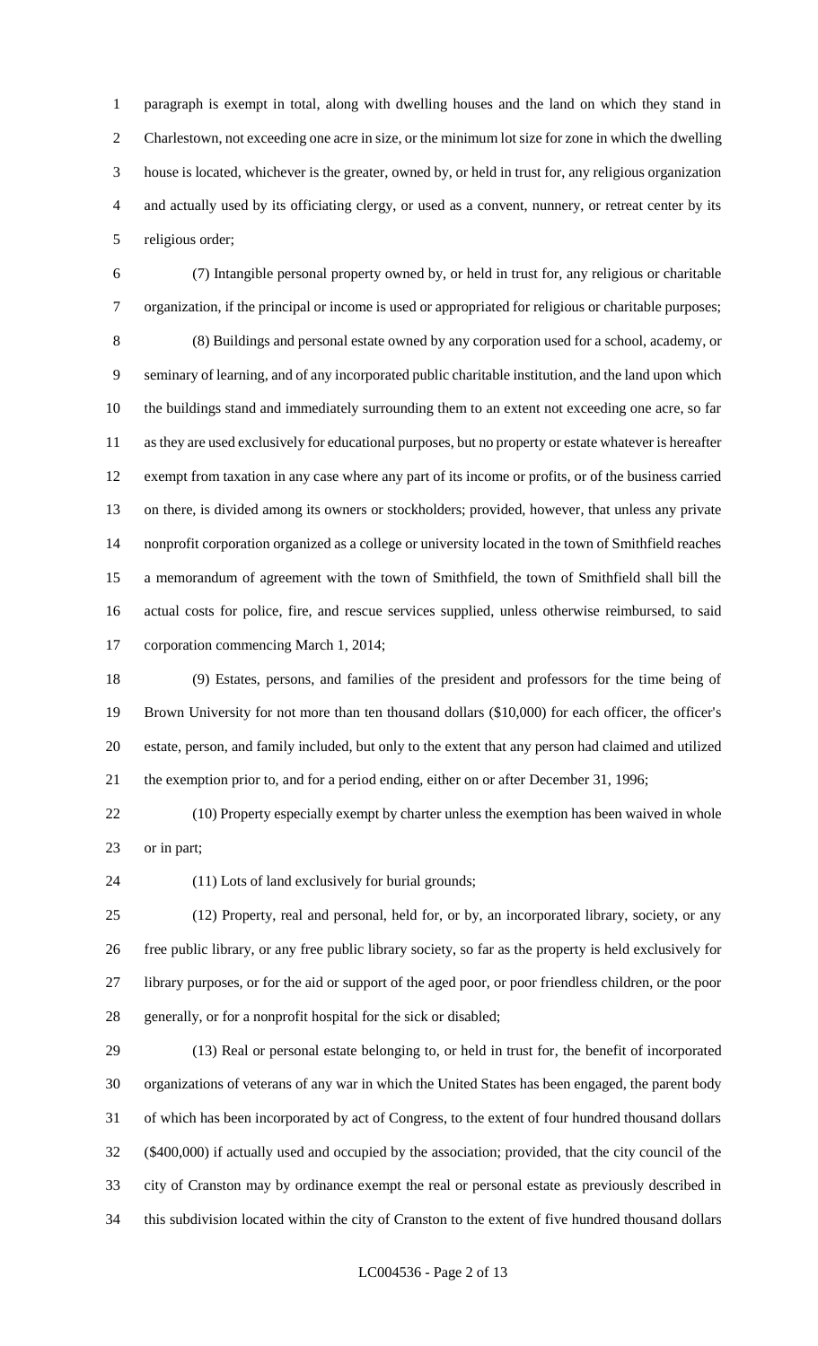paragraph is exempt in total, along with dwelling houses and the land on which they stand in Charlestown, not exceeding one acre in size, or the minimum lot size for zone in which the dwelling house is located, whichever is the greater, owned by, or held in trust for, any religious organization and actually used by its officiating clergy, or used as a convent, nunnery, or retreat center by its religious order;

(7) Intangible personal property owned by, or held in trust for, any religious or charitable organization, if the principal or income is used or appropriated for religious or charitable purposes;

(8) Buildings and personal estate owned by any corporation used for a school, academy, or seminary of learning, and of any incorporated public charitable institution, and the land upon which the buildings stand and immediately surrounding them to an extent not exceeding one acre, so far as they are used exclusively for educational purposes, but no property or estate whatever is hereafter exempt from taxation in any case where any part of its income or profits, or of the business carried on there, is divided among its owners or stockholders; provided, however, that unless any private nonprofit corporation organized as a college or university located in the town of Smithfield reaches a memorandum of agreement with the town of Smithfield, the town of Smithfield shall bill the actual costs for police, fire, and rescue services supplied, unless otherwise reimbursed, to said corporation commencing March 1, 2014;

(9) Estates, persons, and families of the president and professors for the time being of Brown University for not more than ten thousand dollars ($10,000) for each officer, the officer's estate, person, and family included, but only to the extent that any person had claimed and utilized the exemption prior to, and for a period ending, either on or after December 31, 1996;

(10) Property especially exempt by charter unless the exemption has been waived in whole or in part;

(11) Lots of land exclusively for burial grounds;

(12) Property, real and personal, held for, or by, an incorporated library, society, or any free public library, or any free public library society, so far as the property is held exclusively for library purposes, or for the aid or support of the aged poor, or poor friendless children, or the poor generally, or for a nonprofit hospital for the sick or disabled;

(13) Real or personal estate belonging to, or held in trust for, the benefit of incorporated organizations of veterans of any war in which the United States has been engaged, the parent body of which has been incorporated by act of Congress, to the extent of four hundred thousand dollars ($400,000) if actually used and occupied by the association; provided, that the city council of the city of Cranston may by ordinance exempt the real or personal estate as previously described in this subdivision located within the city of Cranston to the extent of five hundred thousand dollars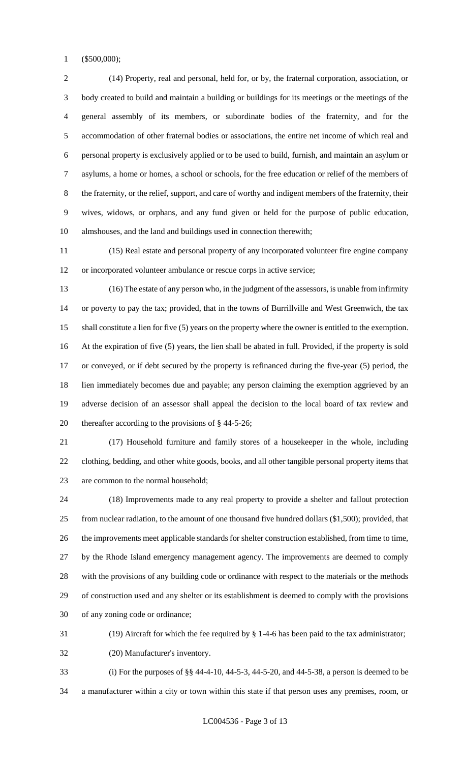($500,000);

(14) Property, real and personal, held for, or by, the fraternal corporation, association, or body created to build and maintain a building or buildings for its meetings or the meetings of the general assembly of its members, or subordinate bodies of the fraternity, and for the accommodation of other fraternal bodies or associations, the entire net income of which real and personal property is exclusively applied or to be used to build, furnish, and maintain an asylum or asylums, a home or homes, a school or schools, for the free education or relief of the members of the fraternity, or the relief, support, and care of worthy and indigent members of the fraternity, their wives, widows, or orphans, and any fund given or held for the purpose of public education, almshouses, and the land and buildings used in connection therewith;

(15) Real estate and personal property of any incorporated volunteer fire engine company or incorporated volunteer ambulance or rescue corps in active service;

(16) The estate of any person who, in the judgment of the assessors, is unable from infirmity or poverty to pay the tax; provided, that in the towns of Burrillville and West Greenwich, the tax shall constitute a lien for five (5) years on the property where the owner is entitled to the exemption. At the expiration of five (5) years, the lien shall be abated in full. Provided, if the property is sold or conveyed, or if debt secured by the property is refinanced during the five-year (5) period, the lien immediately becomes due and payable; any person claiming the exemption aggrieved by an adverse decision of an assessor shall appeal the decision to the local board of tax review and thereafter according to the provisions of § 44-5-26;

(17) Household furniture and family stores of a housekeeper in the whole, including clothing, bedding, and other white goods, books, and all other tangible personal property items that are common to the normal household;

(18) Improvements made to any real property to provide a shelter and fallout protection from nuclear radiation, to the amount of one thousand five hundred dollars ($1,500); provided, that the improvements meet applicable standards for shelter construction established, from time to time, by the Rhode Island emergency management agency. The improvements are deemed to comply with the provisions of any building code or ordinance with respect to the materials or the methods of construction used and any shelter or its establishment is deemed to comply with the provisions of any zoning code or ordinance;

(19) Aircraft for which the fee required by § 1-4-6 has been paid to the tax administrator;

(20) Manufacturer's inventory.

(i) For the purposes of §§ 44-4-10, 44-5-3, 44-5-20, and 44-5-38, a person is deemed to be a manufacturer within a city or town within this state if that person uses any premises, room, or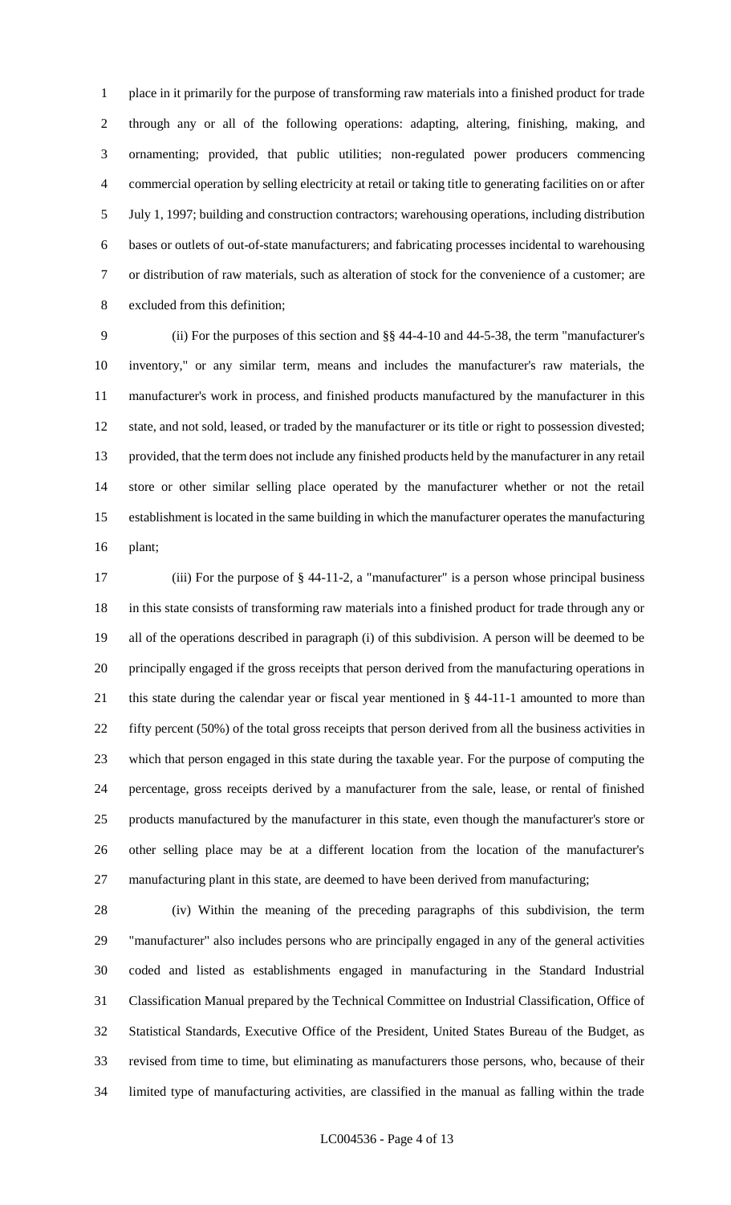place in it primarily for the purpose of transforming raw materials into a finished product for trade through any or all of the following operations: adapting, altering, finishing, making, and ornamenting; provided, that public utilities; non-regulated power producers commencing commercial operation by selling electricity at retail or taking title to generating facilities on or after July 1, 1997; building and construction contractors; warehousing operations, including distribution bases or outlets of out-of-state manufacturers; and fabricating processes incidental to warehousing or distribution of raw materials, such as alteration of stock for the convenience of a customer; are excluded from this definition;

(ii) For the purposes of this section and §§ 44-4-10 and 44-5-38, the term "manufacturer's inventory," or any similar term, means and includes the manufacturer's raw materials, the manufacturer's work in process, and finished products manufactured by the manufacturer in this state, and not sold, leased, or traded by the manufacturer or its title or right to possession divested; provided, that the term does not include any finished products held by the manufacturer in any retail store or other similar selling place operated by the manufacturer whether or not the retail establishment is located in the same building in which the manufacturer operates the manufacturing plant;

(iii) For the purpose of § 44-11-2, a "manufacturer" is a person whose principal business in this state consists of transforming raw materials into a finished product for trade through any or all of the operations described in paragraph (i) of this subdivision. A person will be deemed to be principally engaged if the gross receipts that person derived from the manufacturing operations in this state during the calendar year or fiscal year mentioned in § 44-11-1 amounted to more than fifty percent (50%) of the total gross receipts that person derived from all the business activities in which that person engaged in this state during the taxable year. For the purpose of computing the percentage, gross receipts derived by a manufacturer from the sale, lease, or rental of finished products manufactured by the manufacturer in this state, even though the manufacturer's store or other selling place may be at a different location from the location of the manufacturer's manufacturing plant in this state, are deemed to have been derived from manufacturing;

(iv) Within the meaning of the preceding paragraphs of this subdivision, the term "manufacturer" also includes persons who are principally engaged in any of the general activities coded and listed as establishments engaged in manufacturing in the Standard Industrial Classification Manual prepared by the Technical Committee on Industrial Classification, Office of Statistical Standards, Executive Office of the President, United States Bureau of the Budget, as revised from time to time, but eliminating as manufacturers those persons, who, because of their limited type of manufacturing activities, are classified in the manual as falling within the trade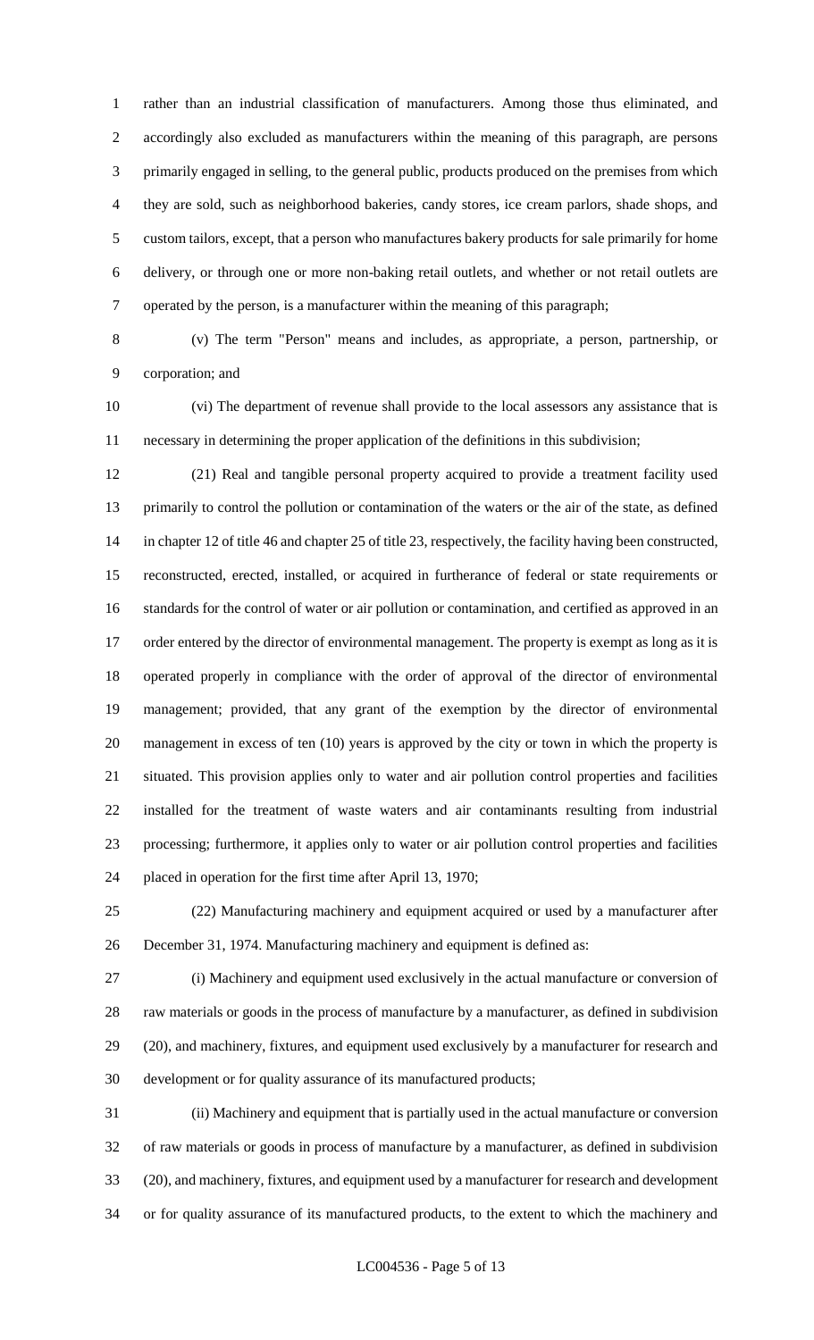rather than an industrial classification of manufacturers. Among those thus eliminated, and accordingly also excluded as manufacturers within the meaning of this paragraph, are persons primarily engaged in selling, to the general public, products produced on the premises from which they are sold, such as neighborhood bakeries, candy stores, ice cream parlors, shade shops, and custom tailors, except, that a person who manufactures bakery products for sale primarily for home delivery, or through one or more non-baking retail outlets, and whether or not retail outlets are operated by the person, is a manufacturer within the meaning of this paragraph;

(v) The term "Person" means and includes, as appropriate, a person, partnership, or corporation; and

(vi) The department of revenue shall provide to the local assessors any assistance that is necessary in determining the proper application of the definitions in this subdivision;

(21) Real and tangible personal property acquired to provide a treatment facility used primarily to control the pollution or contamination of the waters or the air of the state, as defined in chapter 12 of title 46 and chapter 25 of title 23, respectively, the facility having been constructed, reconstructed, erected, installed, or acquired in furtherance of federal or state requirements or standards for the control of water or air pollution or contamination, and certified as approved in an order entered by the director of environmental management. The property is exempt as long as it is operated properly in compliance with the order of approval of the director of environmental management; provided, that any grant of the exemption by the director of environmental management in excess of ten (10) years is approved by the city or town in which the property is situated. This provision applies only to water and air pollution control properties and facilities installed for the treatment of waste waters and air contaminants resulting from industrial processing; furthermore, it applies only to water or air pollution control properties and facilities placed in operation for the first time after April 13, 1970;

(22) Manufacturing machinery and equipment acquired or used by a manufacturer after December 31, 1974. Manufacturing machinery and equipment is defined as:

(i) Machinery and equipment used exclusively in the actual manufacture or conversion of raw materials or goods in the process of manufacture by a manufacturer, as defined in subdivision (20), and machinery, fixtures, and equipment used exclusively by a manufacturer for research and development or for quality assurance of its manufactured products;

(ii) Machinery and equipment that is partially used in the actual manufacture or conversion of raw materials or goods in process of manufacture by a manufacturer, as defined in subdivision (20), and machinery, fixtures, and equipment used by a manufacturer for research and development or for quality assurance of its manufactured products, to the extent to which the machinery and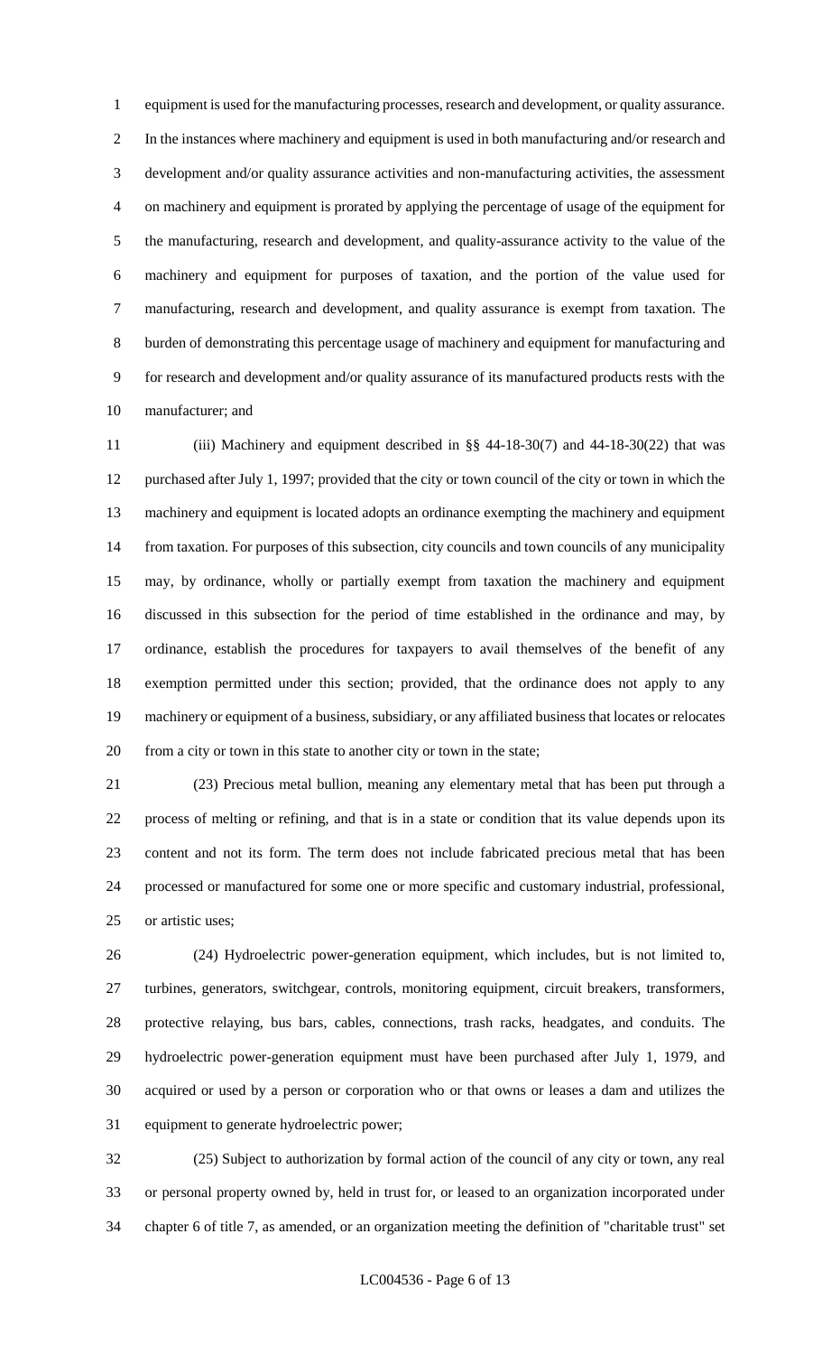equipment is used for the manufacturing processes, research and development, or quality assurance. In the instances where machinery and equipment is used in both manufacturing and/or research and development and/or quality assurance activities and non-manufacturing activities, the assessment on machinery and equipment is prorated by applying the percentage of usage of the equipment for the manufacturing, research and development, and quality-assurance activity to the value of the machinery and equipment for purposes of taxation, and the portion of the value used for manufacturing, research and development, and quality assurance is exempt from taxation. The burden of demonstrating this percentage usage of machinery and equipment for manufacturing and for research and development and/or quality assurance of its manufactured products rests with the manufacturer; and

(iii) Machinery and equipment described in §§ 44-18-30(7) and 44-18-30(22) that was purchased after July 1, 1997; provided that the city or town council of the city or town in which the machinery and equipment is located adopts an ordinance exempting the machinery and equipment from taxation. For purposes of this subsection, city councils and town councils of any municipality may, by ordinance, wholly or partially exempt from taxation the machinery and equipment discussed in this subsection for the period of time established in the ordinance and may, by ordinance, establish the procedures for taxpayers to avail themselves of the benefit of any exemption permitted under this section; provided, that the ordinance does not apply to any machinery or equipment of a business, subsidiary, or any affiliated business that locates or relocates from a city or town in this state to another city or town in the state;

(23) Precious metal bullion, meaning any elementary metal that has been put through a process of melting or refining, and that is in a state or condition that its value depends upon its content and not its form. The term does not include fabricated precious metal that has been processed or manufactured for some one or more specific and customary industrial, professional, or artistic uses;

(24) Hydroelectric power-generation equipment, which includes, but is not limited to, turbines, generators, switchgear, controls, monitoring equipment, circuit breakers, transformers, protective relaying, bus bars, cables, connections, trash racks, headgates, and conduits. The hydroelectric power-generation equipment must have been purchased after July 1, 1979, and acquired or used by a person or corporation who or that owns or leases a dam and utilizes the equipment to generate hydroelectric power;

(25) Subject to authorization by formal action of the council of any city or town, any real or personal property owned by, held in trust for, or leased to an organization incorporated under chapter 6 of title 7, as amended, or an organization meeting the definition of "charitable trust" set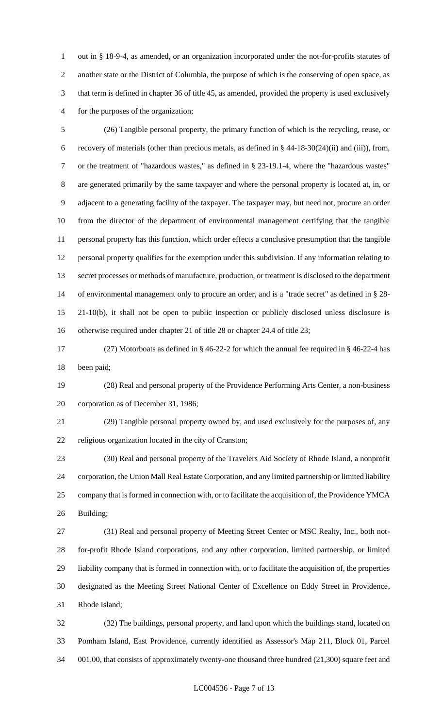out in § 18-9-4, as amended, or an organization incorporated under the not-for-profits statutes of another state or the District of Columbia, the purpose of which is the conserving of open space, as that term is defined in chapter 36 of title 45, as amended, provided the property is used exclusively for the purposes of the organization;

(26) Tangible personal property, the primary function of which is the recycling, reuse, or recovery of materials (other than precious metals, as defined in § 44-18-30(24)(ii) and (iii)), from, or the treatment of "hazardous wastes," as defined in § 23-19.1-4, where the "hazardous wastes" are generated primarily by the same taxpayer and where the personal property is located at, in, or adjacent to a generating facility of the taxpayer. The taxpayer may, but need not, procure an order from the director of the department of environmental management certifying that the tangible personal property has this function, which order effects a conclusive presumption that the tangible personal property qualifies for the exemption under this subdivision. If any information relating to secret processes or methods of manufacture, production, or treatment is disclosed to the department of environmental management only to procure an order, and is a "trade secret" as defined in § 28-21-10(b), it shall not be open to public inspection or publicly disclosed unless disclosure is otherwise required under chapter 21 of title 28 or chapter 24.4 of title 23;

(27) Motorboats as defined in § 46-22-2 for which the annual fee required in § 46-22-4 has been paid;

(28) Real and personal property of the Providence Performing Arts Center, a non-business corporation as of December 31, 1986;

(29) Tangible personal property owned by, and used exclusively for the purposes of, any religious organization located in the city of Cranston;

(30) Real and personal property of the Travelers Aid Society of Rhode Island, a nonprofit corporation, the Union Mall Real Estate Corporation, and any limited partnership or limited liability company that is formed in connection with, or to facilitate the acquisition of, the Providence YMCA Building;

(31) Real and personal property of Meeting Street Center or MSC Realty, Inc., both not-for-profit Rhode Island corporations, and any other corporation, limited partnership, or limited liability company that is formed in connection with, or to facilitate the acquisition of, the properties designated as the Meeting Street National Center of Excellence on Eddy Street in Providence, Rhode Island;

(32) The buildings, personal property, and land upon which the buildings stand, located on Pomham Island, East Providence, currently identified as Assessor's Map 211, Block 01, Parcel 001.00, that consists of approximately twenty-one thousand three hundred (21,300) square feet and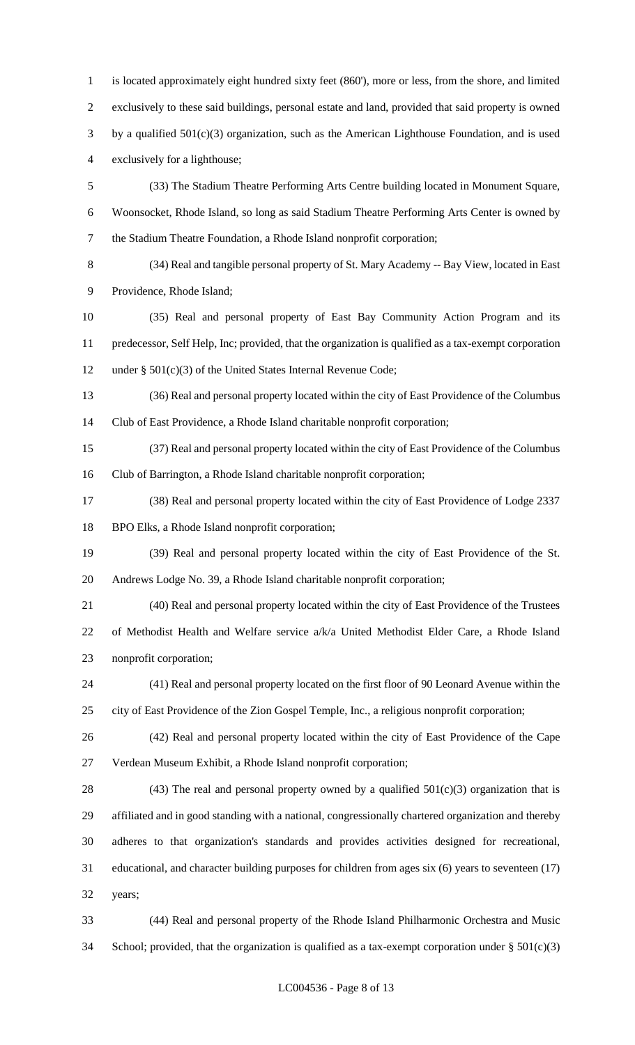is located approximately eight hundred sixty feet (860'), more or less, from the shore, and limited exclusively to these said buildings, personal estate and land, provided that said property is owned by a qualified 501(c)(3) organization, such as the American Lighthouse Foundation, and is used exclusively for a lighthouse;

(33) The Stadium Theatre Performing Arts Centre building located in Monument Square, Woonsocket, Rhode Island, so long as said Stadium Theatre Performing Arts Center is owned by the Stadium Theatre Foundation, a Rhode Island nonprofit corporation;

(34) Real and tangible personal property of St. Mary Academy -- Bay View, located in East Providence, Rhode Island;

(35) Real and personal property of East Bay Community Action Program and its predecessor, Self Help, Inc; provided, that the organization is qualified as a tax-exempt corporation under § 501(c)(3) of the United States Internal Revenue Code;

(36) Real and personal property located within the city of East Providence of the Columbus Club of East Providence, a Rhode Island charitable nonprofit corporation;

(37) Real and personal property located within the city of East Providence of the Columbus Club of Barrington, a Rhode Island charitable nonprofit corporation;

(38) Real and personal property located within the city of East Providence of Lodge 2337 BPO Elks, a Rhode Island nonprofit corporation;

(39) Real and personal property located within the city of East Providence of the St. Andrews Lodge No. 39, a Rhode Island charitable nonprofit corporation;

(40) Real and personal property located within the city of East Providence of the Trustees of Methodist Health and Welfare service a/k/a United Methodist Elder Care, a Rhode Island nonprofit corporation;

(41) Real and personal property located on the first floor of 90 Leonard Avenue within the city of East Providence of the Zion Gospel Temple, Inc., a religious nonprofit corporation;

(42) Real and personal property located within the city of East Providence of the Cape Verdean Museum Exhibit, a Rhode Island nonprofit corporation;

(43) The real and personal property owned by a qualified 501(c)(3) organization that is affiliated and in good standing with a national, congressionally chartered organization and thereby adheres to that organization's standards and provides activities designed for recreational, educational, and character building purposes for children from ages six (6) years to seventeen (17) years;

(44) Real and personal property of the Rhode Island Philharmonic Orchestra and Music School; provided, that the organization is qualified as a tax-exempt corporation under § 501(c)(3)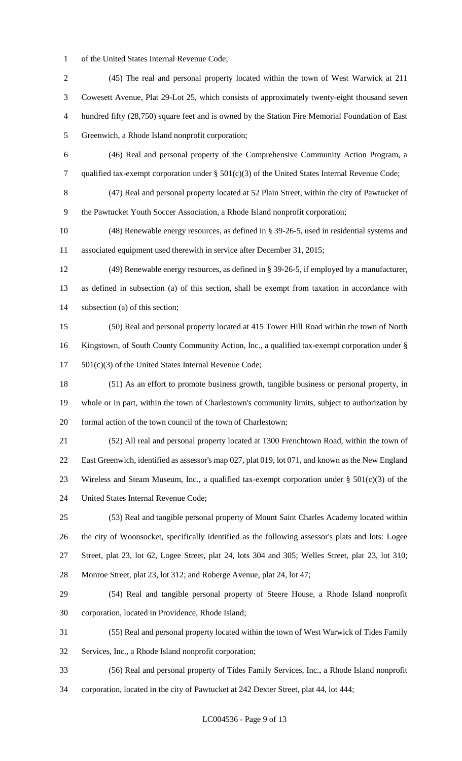of the United States Internal Revenue Code;

(45) The real and personal property located within the town of West Warwick at 211 Cowesett Avenue, Plat 29-Lot 25, which consists of approximately twenty-eight thousand seven hundred fifty (28,750) square feet and is owned by the Station Fire Memorial Foundation of East Greenwich, a Rhode Island nonprofit corporation;

(46) Real and personal property of the Comprehensive Community Action Program, a qualified tax-exempt corporation under § 501(c)(3) of the United States Internal Revenue Code;

(47) Real and personal property located at 52 Plain Street, within the city of Pawtucket of the Pawtucket Youth Soccer Association, a Rhode Island nonprofit corporation;

(48) Renewable energy resources, as defined in § 39-26-5, used in residential systems and associated equipment used therewith in service after December 31, 2015;

(49) Renewable energy resources, as defined in § 39-26-5, if employed by a manufacturer, as defined in subsection (a) of this section, shall be exempt from taxation in accordance with subsection (a) of this section;

(50) Real and personal property located at 415 Tower Hill Road within the town of North Kingstown, of South County Community Action, Inc., a qualified tax-exempt corporation under § 501(c)(3) of the United States Internal Revenue Code;

(51) As an effort to promote business growth, tangible business or personal property, in whole or in part, within the town of Charlestown's community limits, subject to authorization by formal action of the town council of the town of Charlestown;

(52) All real and personal property located at 1300 Frenchtown Road, within the town of East Greenwich, identified as assessor's map 027, plat 019, lot 071, and known as the New England Wireless and Steam Museum, Inc., a qualified tax-exempt corporation under § 501(c)(3) of the United States Internal Revenue Code;

(53) Real and tangible personal property of Mount Saint Charles Academy located within the city of Woonsocket, specifically identified as the following assessor's plats and lots: Logee Street, plat 23, lot 62, Logee Street, plat 24, lots 304 and 305; Welles Street, plat 23, lot 310; Monroe Street, plat 23, lot 312; and Roberge Avenue, plat 24, lot 47;

(54) Real and tangible personal property of Steere House, a Rhode Island nonprofit corporation, located in Providence, Rhode Island;

(55) Real and personal property located within the town of West Warwick of Tides Family Services, Inc., a Rhode Island nonprofit corporation;

(56) Real and personal property of Tides Family Services, Inc., a Rhode Island nonprofit corporation, located in the city of Pawtucket at 242 Dexter Street, plat 44, lot 444;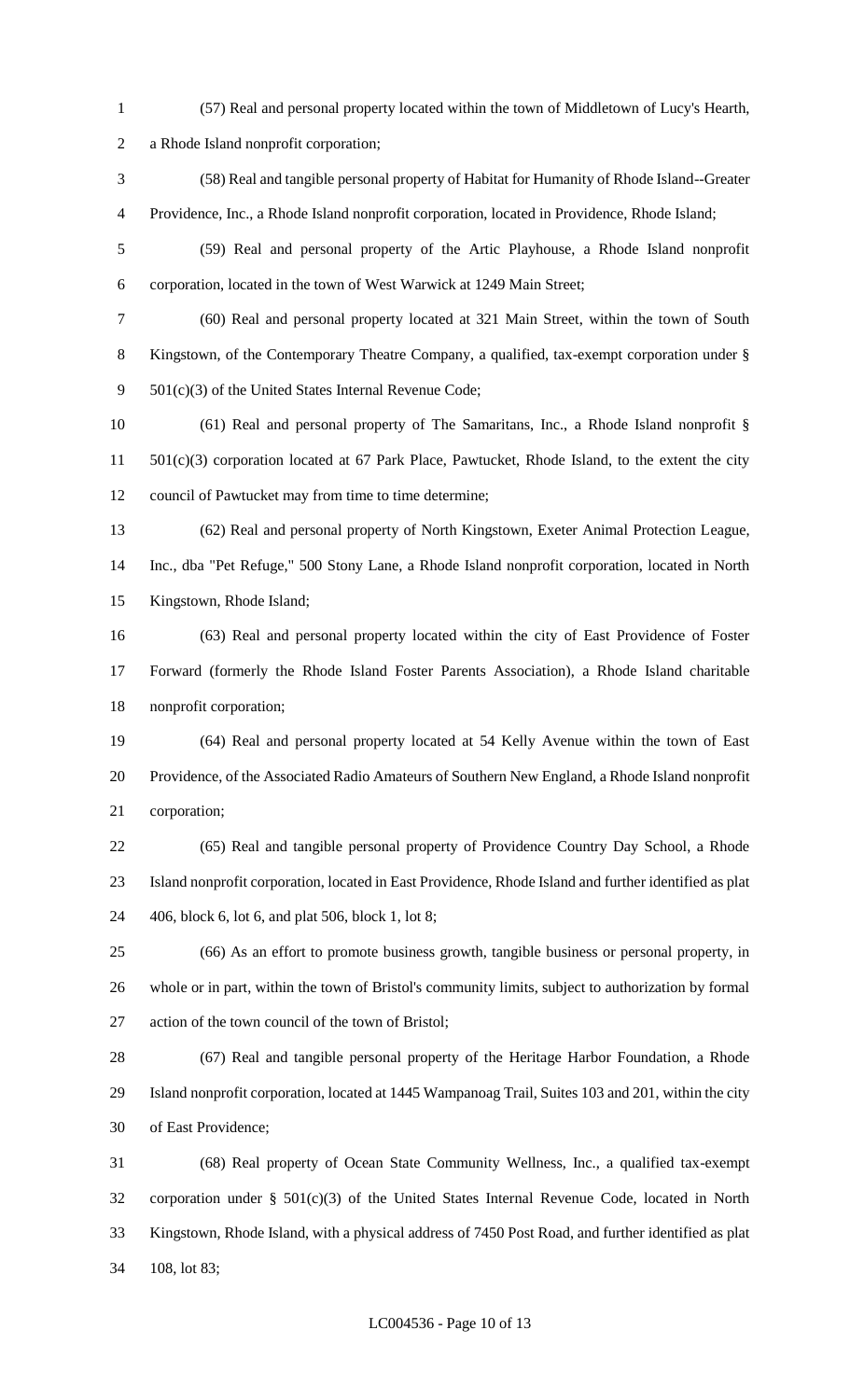(57) Real and personal property located within the town of Middletown of Lucy's Hearth, a Rhode Island nonprofit corporation;

(58) Real and tangible personal property of Habitat for Humanity of Rhode Island--Greater Providence, Inc., a Rhode Island nonprofit corporation, located in Providence, Rhode Island;

(59) Real and personal property of the Artic Playhouse, a Rhode Island nonprofit corporation, located in the town of West Warwick at 1249 Main Street;

(60) Real and personal property located at 321 Main Street, within the town of South Kingstown, of the Contemporary Theatre Company, a qualified, tax-exempt corporation under § 501(c)(3) of the United States Internal Revenue Code;

(61) Real and personal property of The Samaritans, Inc., a Rhode Island nonprofit § 501(c)(3) corporation located at 67 Park Place, Pawtucket, Rhode Island, to the extent the city council of Pawtucket may from time to time determine;

(62) Real and personal property of North Kingstown, Exeter Animal Protection League, Inc., dba "Pet Refuge," 500 Stony Lane, a Rhode Island nonprofit corporation, located in North Kingstown, Rhode Island;

(63) Real and personal property located within the city of East Providence of Foster Forward (formerly the Rhode Island Foster Parents Association), a Rhode Island charitable nonprofit corporation;

(64) Real and personal property located at 54 Kelly Avenue within the town of East Providence, of the Associated Radio Amateurs of Southern New England, a Rhode Island nonprofit corporation;

(65) Real and tangible personal property of Providence Country Day School, a Rhode Island nonprofit corporation, located in East Providence, Rhode Island and further identified as plat 406, block 6, lot 6, and plat 506, block 1, lot 8;

(66) As an effort to promote business growth, tangible business or personal property, in whole or in part, within the town of Bristol's community limits, subject to authorization by formal action of the town council of the town of Bristol;

(67) Real and tangible personal property of the Heritage Harbor Foundation, a Rhode Island nonprofit corporation, located at 1445 Wampanoag Trail, Suites 103 and 201, within the city of East Providence;

(68) Real property of Ocean State Community Wellness, Inc., a qualified tax-exempt corporation under § 501(c)(3) of the United States Internal Revenue Code, located in North Kingstown, Rhode Island, with a physical address of 7450 Post Road, and further identified as plat 108, lot 83;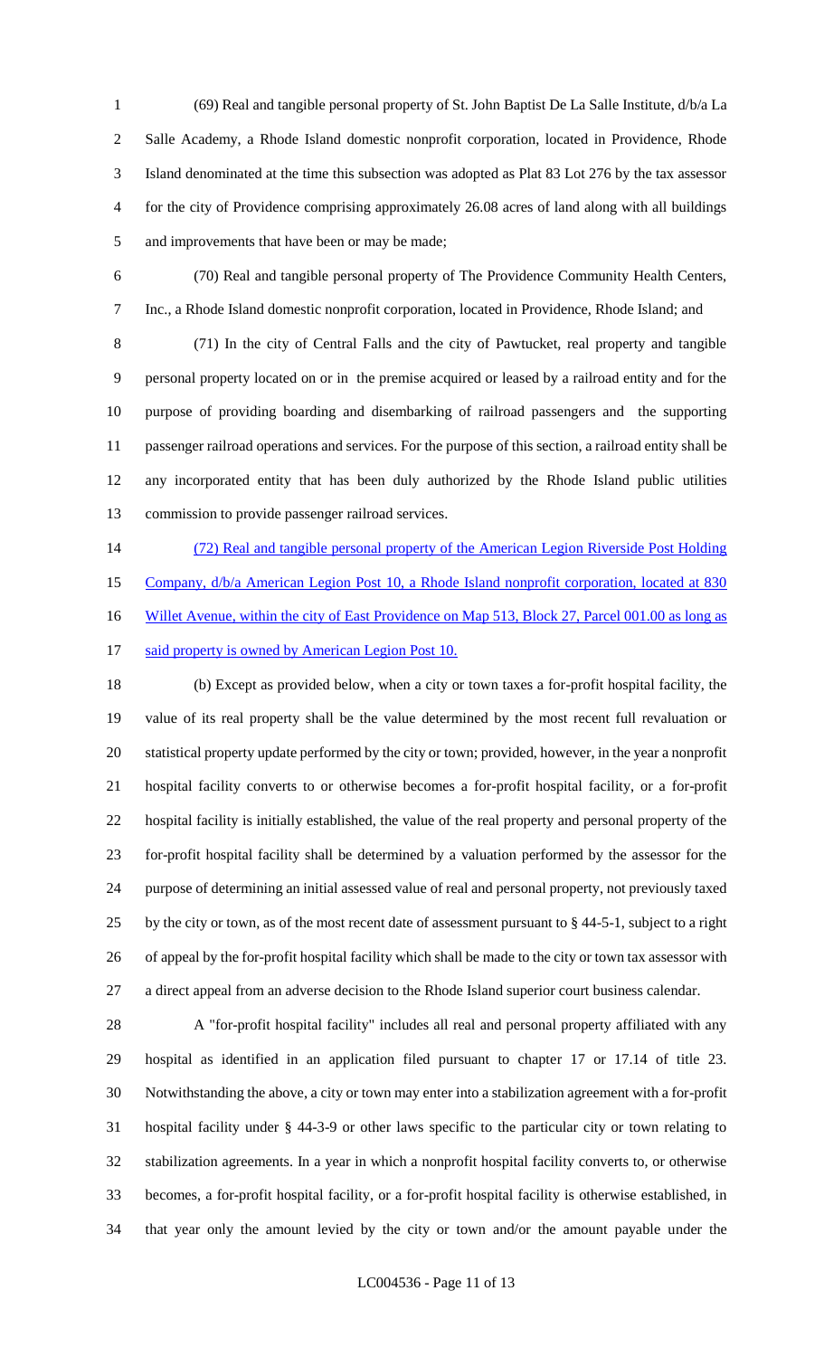(69) Real and tangible personal property of St. John Baptist De La Salle Institute, d/b/a La Salle Academy, a Rhode Island domestic nonprofit corporation, located in Providence, Rhode Island denominated at the time this subsection was adopted as Plat 83 Lot 276 by the tax assessor for the city of Providence comprising approximately 26.08 acres of land along with all buildings and improvements that have been or may be made;

(70) Real and tangible personal property of The Providence Community Health Centers, Inc., a Rhode Island domestic nonprofit corporation, located in Providence, Rhode Island; and

(71) In the city of Central Falls and the city of Pawtucket, real property and tangible personal property located on or in the premise acquired or leased by a railroad entity and for the purpose of providing boarding and disembarking of railroad passengers and the supporting passenger railroad operations and services. For the purpose of this section, a railroad entity shall be any incorporated entity that has been duly authorized by the Rhode Island public utilities commission to provide passenger railroad services.

<u>(72) Real and tangible personal property of the American Legion Riverside Post Holding Company, d/b/a American Legion Post 10, a Rhode Island nonprofit corporation, located at 830 Willet Avenue, within the city of East Providence on Map 513, Block 27, Parcel 001.00 as long as said property is owned by American Legion Post 10.</u>

(b) Except as provided below, when a city or town taxes a for-profit hospital facility, the value of its real property shall be the value determined by the most recent full revaluation or statistical property update performed by the city or town; provided, however, in the year a nonprofit hospital facility converts to or otherwise becomes a for-profit hospital facility, or a for-profit hospital facility is initially established, the value of the real property and personal property of the for-profit hospital facility shall be determined by a valuation performed by the assessor for the purpose of determining an initial assessed value of real and personal property, not previously taxed by the city or town, as of the most recent date of assessment pursuant to § 44-5-1, subject to a right of appeal by the for-profit hospital facility which shall be made to the city or town tax assessor with a direct appeal from an adverse decision to the Rhode Island superior court business calendar.

A "for-profit hospital facility" includes all real and personal property affiliated with any hospital as identified in an application filed pursuant to chapter 17 or 17.14 of title 23. Notwithstanding the above, a city or town may enter into a stabilization agreement with a for-profit hospital facility under § 44-3-9 or other laws specific to the particular city or town relating to stabilization agreements. In a year in which a nonprofit hospital facility converts to, or otherwise becomes, a for-profit hospital facility, or a for-profit hospital facility is otherwise established, in that year only the amount levied by the city or town and/or the amount payable under the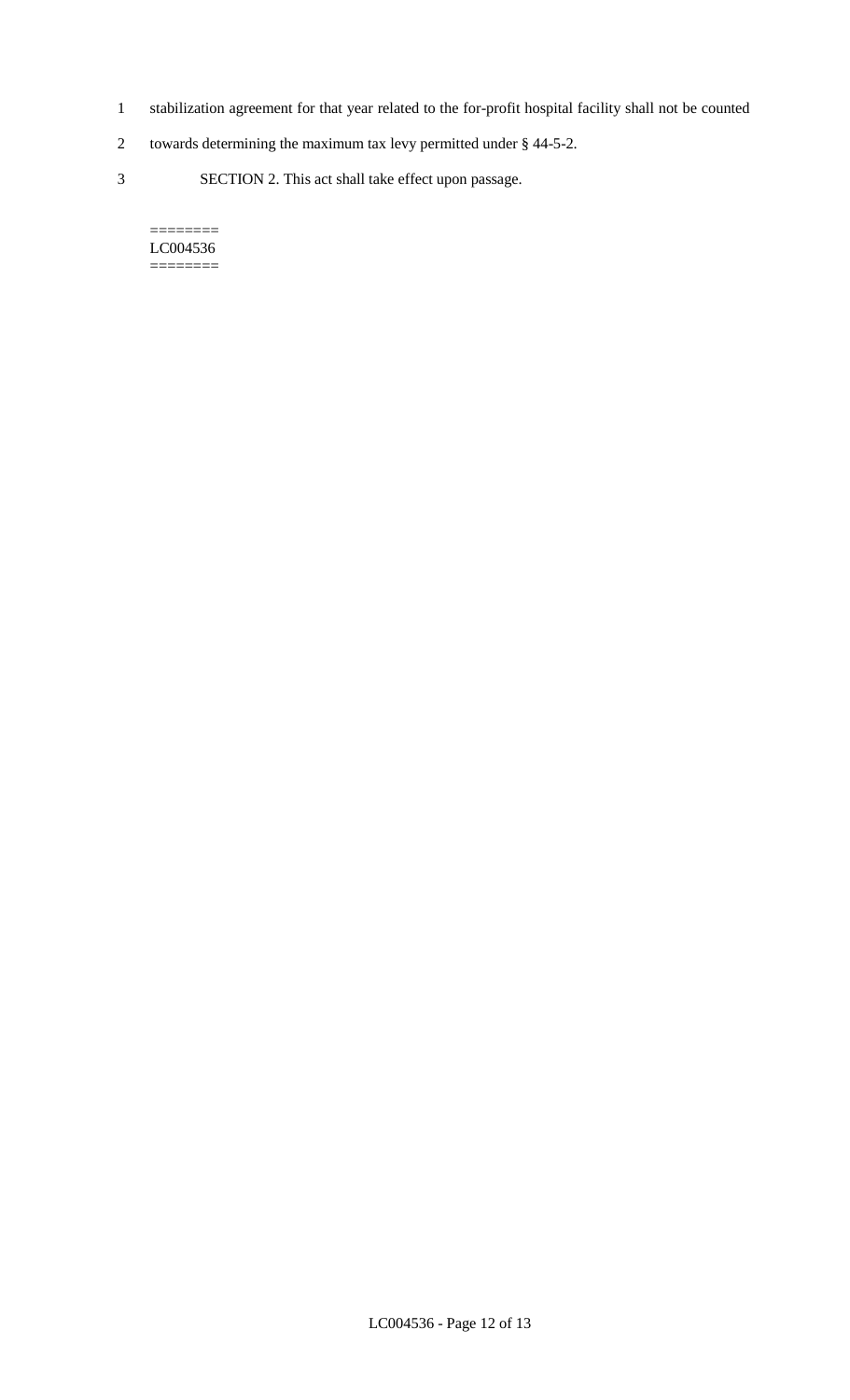stabilization agreement for that year related to the for-profit hospital facility shall not be counted towards determining the maximum tax levy permitted under § 44-5-2.

SECTION 2. This act shall take effect upon passage.

========
LC004536
========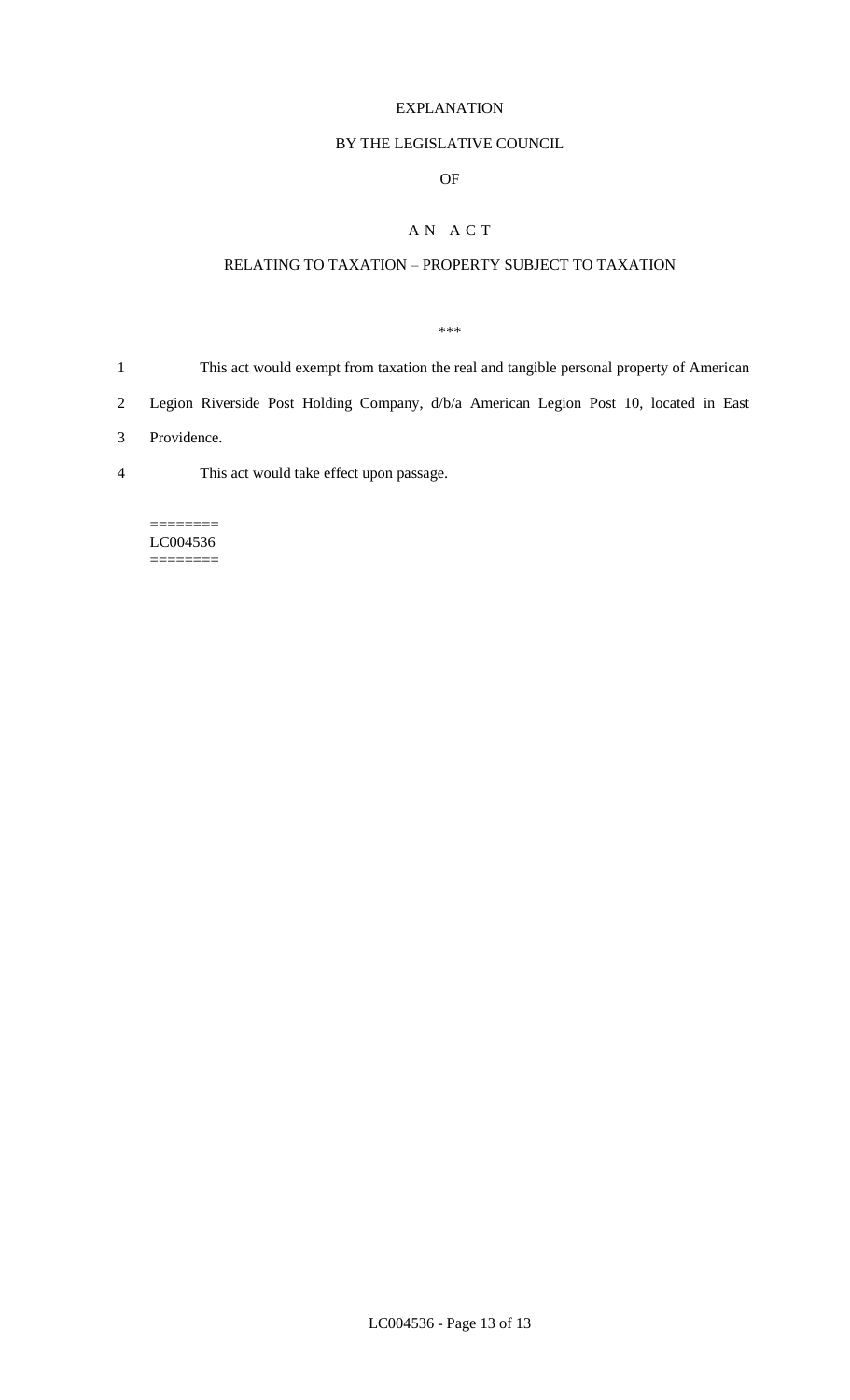EXPLANATION

BY THE LEGISLATIVE COUNCIL

OF

A N A C T

RELATING TO TAXATION – PROPERTY SUBJECT TO TAXATION

\*\*\*

1 This act would exempt from taxation the real and tangible personal property of American
2 Legion Riverside Post Holding Company, d/b/a American Legion Post 10, located in East
3 Providence.
4 This act would take effect upon passage.

========
LC004536
========